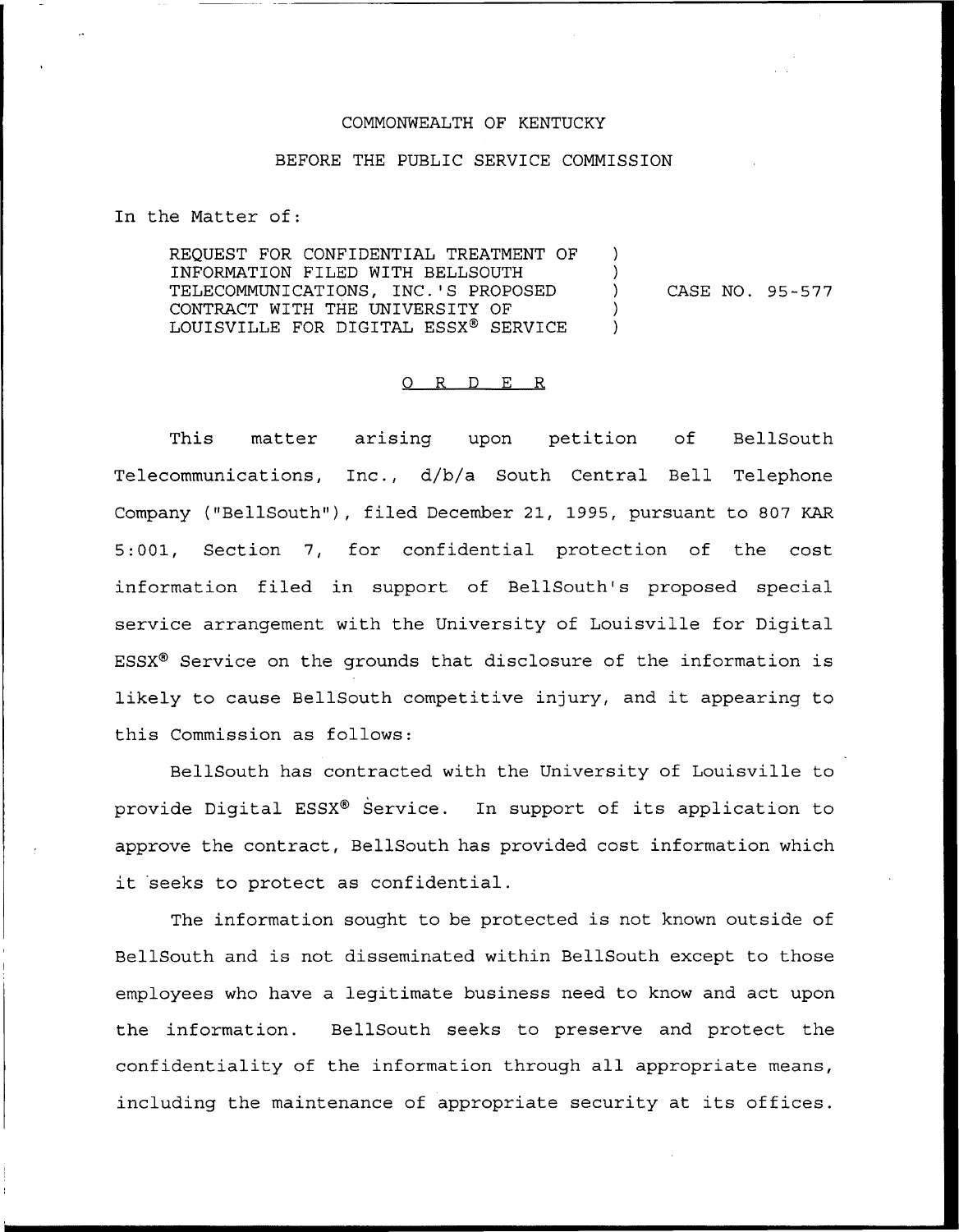COMMONWEALTH OF KENTUCKY

BEFORE THE PUBLIC SERVICE COMMISSION

In the Matter of:

| | | |
|---|---|---|
| REQUEST FOR CONFIDENTIAL TREATMENT OF INFORMATION FILED WITH BELLSOUTH TELECOMMUNICATIONS, INC.'S PROPOSED CONTRACT WITH THE UNIVERSITY OF LOUISVILLE FOR DIGITAL ESSX® SERVICE | ) | CASE NO. 95-577 |

O R D E R

This matter arising upon petition of BellSouth Telecommunications, Inc., d/b/a South Central Bell Telephone Company ("BellSouth"), filed December 21, 1995, pursuant to 807 KAR 5:001, Section 7, for confidential protection of the cost information filed in support of BellSouth's proposed special service arrangement with the University of Louisville for Digital ESSX® Service on the grounds that disclosure of the information is likely to cause BellSouth competitive injury, and it appearing to this Commission as follows:

BellSouth has contracted with the University of Louisville to provide Digital ESSX® Service. In support of its application to approve the contract, BellSouth has provided cost information which it seeks to protect as confidential.

The information sought to be protected is not known outside of BellSouth and is not disseminated within BellSouth except to those employees who have a legitimate business need to know and act upon the information. BellSouth seeks to preserve and protect the confidentiality of the information through all appropriate means, including the maintenance of appropriate security at its offices.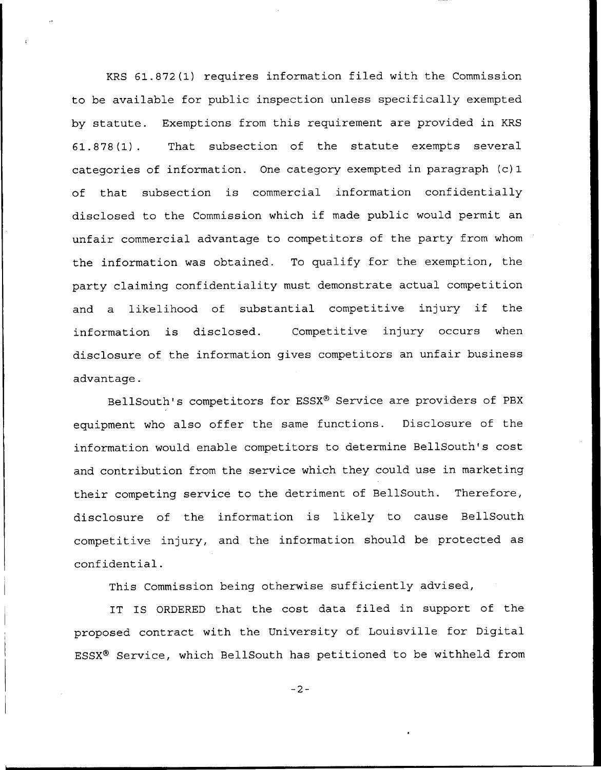KRS 61.872(1) requires information filed with the Commission to be available for public inspection unless specifically exempted by statute. Exemptions from this requirement are provided in KRS 61.878(1). That subsection of the statute exempts several categories of information. One category exempted in paragraph (c)1 of that subsection is commercial information confidentially disclosed to the Commission which if made public would permit an unfair commercial advantage to competitors of the party from whom the information was obtained. To qualify for the exemption, the party claiming confidentiality must demonstrate actual competition and a likelihood of substantial competitive injury if the information is disclosed. Competitive injury occurs when disclosure of the information gives competitors an unfair business advantage.

BellSouth's competitors for ESSX® Service are providers of PBX equipment who also offer the same functions. Disclosure of the information would enable competitors to determine BellSouth's cost and contribution from the service which they could use in marketing their competing service to the detriment of BellSouth. Therefore, disclosure of the information is likely to cause BellSouth competitive injury, and the information should be protected as confidential.

This Commission being otherwise sufficiently advised,

IT IS ORDERED that the cost data filed in support of the proposed contract with the University of Louisville for Digital ESSX® Service, which BellSouth has petitioned to be withheld from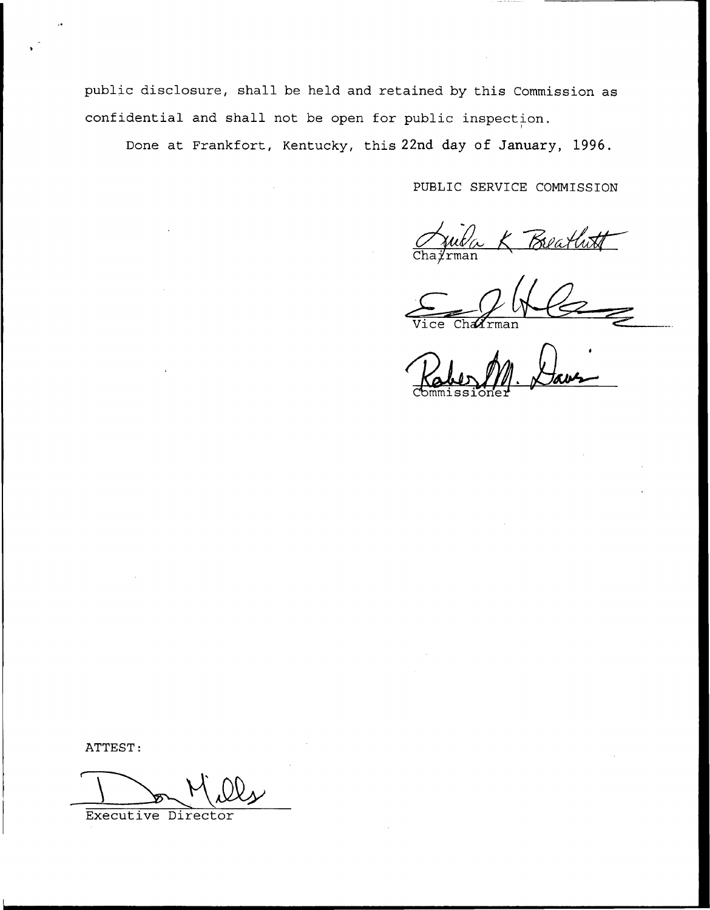public disclosure, shall be held and retained by this Commission as confidential and shall not be open for public inspection.

Done at Frankfort, Kentucky, this 22nd day of January, 1996.

PUBLIC SERVICE COMMISSION

Chairman

Vice Chairman

Commissioner

ATTEST:

Executive Director